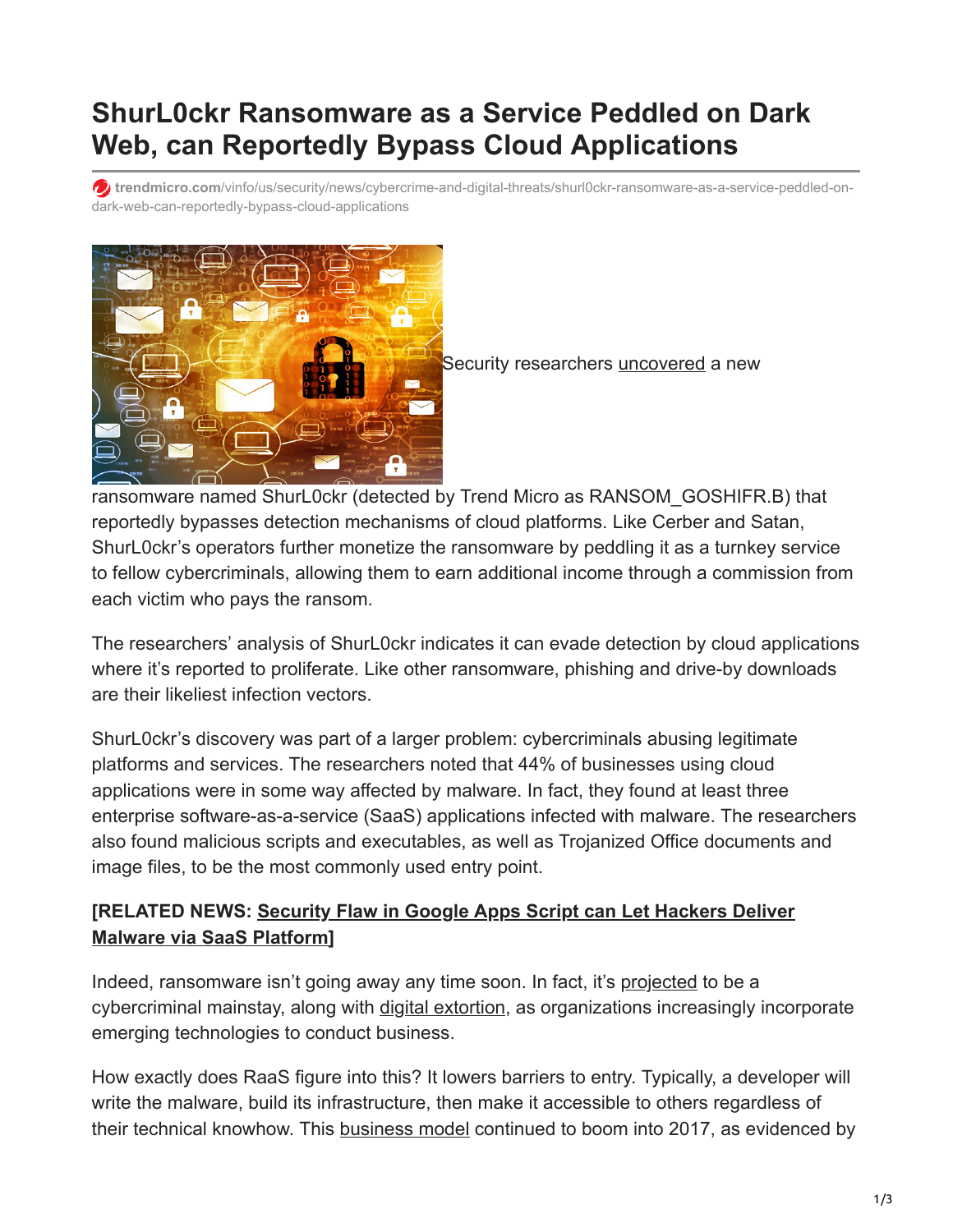# ShurL0ckr Ransomware as a Service Peddled on Dark Web, can Reportedly Bypass Cloud Applications

trendmicro.com/vinfo/us/security/news/cybercrime-and-digital-threats/shurl0ckr-ransomware-as-a-service-peddled-on-dark-web-can-reportedly-bypass-cloud-applications

Security researchers uncovered a new ransomware named ShurL0ckr (detected by Trend Micro as RANSOM_GOSHIFR.B) that reportedly bypasses detection mechanisms of cloud platforms. Like Cerber and Satan, ShurL0ckr's operators further monetize the ransomware by peddling it as a turnkey service to fellow cybercriminals, allowing them to earn additional income through a commission from each victim who pays the ransom.

The researchers' analysis of ShurL0ckr indicates it can evade detection by cloud applications where it's reported to proliferate. Like other ransomware, phishing and drive-by downloads are their likeliest infection vectors.

ShurL0ckr's discovery was part of a larger problem: cybercriminals abusing legitimate platforms and services. The researchers noted that 44% of businesses using cloud applications were in some way affected by malware. In fact, they found at least three enterprise software-as-a-service (SaaS) applications infected with malware. The researchers also found malicious scripts and executables, as well as Trojanized Office documents and image files, to be the most commonly used entry point.

**[RELATED NEWS: Security Flaw in Google Apps Script can Let Hackers Deliver Malware via SaaS Platform]**

Indeed, ransomware isn't going away any time soon. In fact, it's projected to be a cybercriminal mainstay, along with digital extortion, as organizations increasingly incorporate emerging technologies to conduct business.

How exactly does RaaS figure into this? It lowers barriers to entry. Typically, a developer will write the malware, build its infrastructure, then make it accessible to others regardless of their technical knowhow. This business model continued to boom into 2017, as evidenced by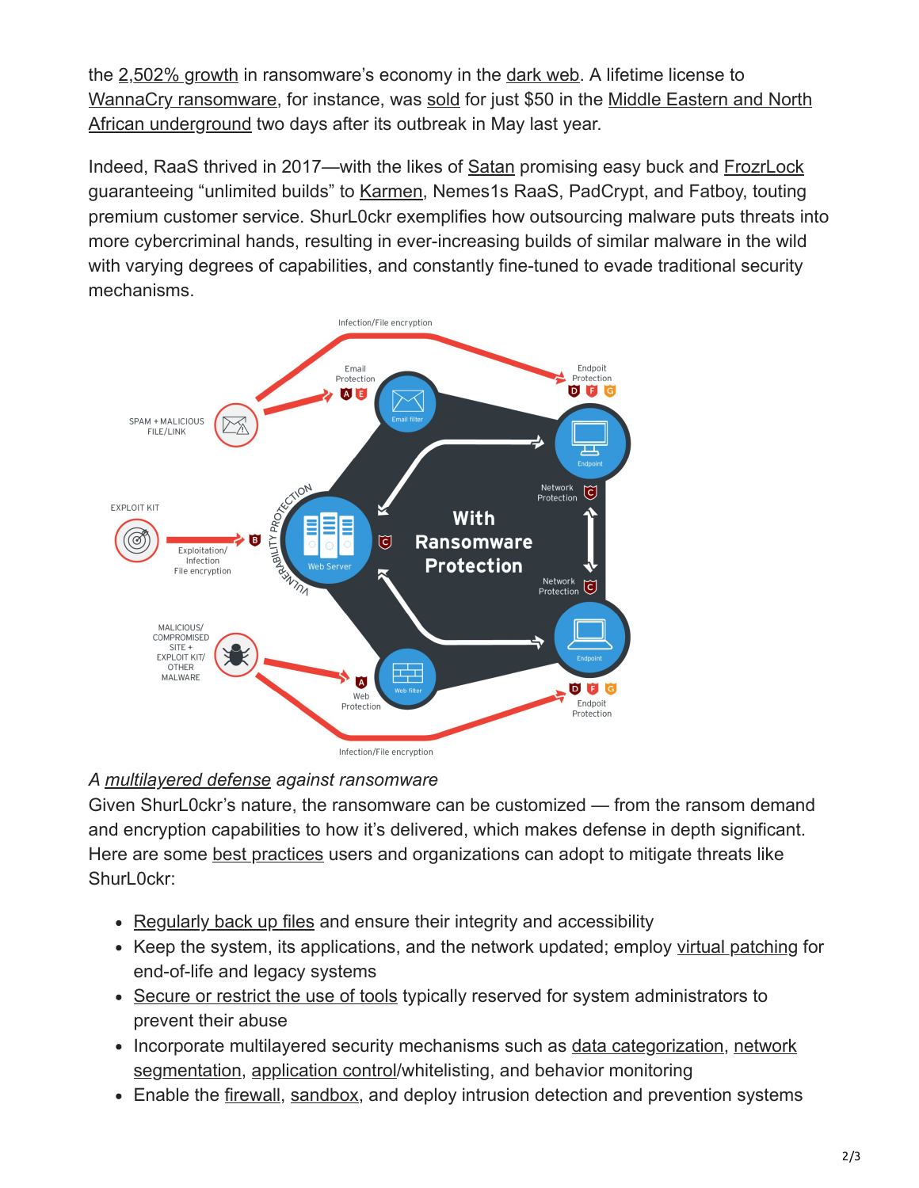the 2,502% growth in ransomware's economy in the dark web. A lifetime license to WannaCry ransomware, for instance, was sold for just $50 in the Middle Eastern and North African underground two days after its outbreak in May last year.

Indeed, RaaS thrived in 2017—with the likes of Satan promising easy buck and FrozrLock guaranteeing "unlimited builds" to Karmen, Nemes1s RaaS, PadCrypt, and Fatboy, touting premium customer service. ShurL0ckr exemplifies how outsourcing malware puts threats into more cybercriminal hands, resulting in ever-increasing builds of similar malware in the wild with varying degrees of capabilities, and constantly fine-tuned to evade traditional security mechanisms.

*A multilayered defense against ransomware*

Given ShurL0ckr's nature, the ransomware can be customized — from the ransom demand and encryption capabilities to how it's delivered, which makes defense in depth significant. Here are some best practices users and organizations can adopt to mitigate threats like ShurL0ckr:

- Regularly back up files and ensure their integrity and accessibility
- Keep the system, its applications, and the network updated; employ virtual patching for end-of-life and legacy systems
- Secure or restrict the use of tools typically reserved for system administrators to prevent their abuse
- Incorporate multilayered security mechanisms such as data categorization, network segmentation, application control/whitelisting, and behavior monitoring
- Enable the firewall, sandbox, and deploy intrusion detection and prevention systems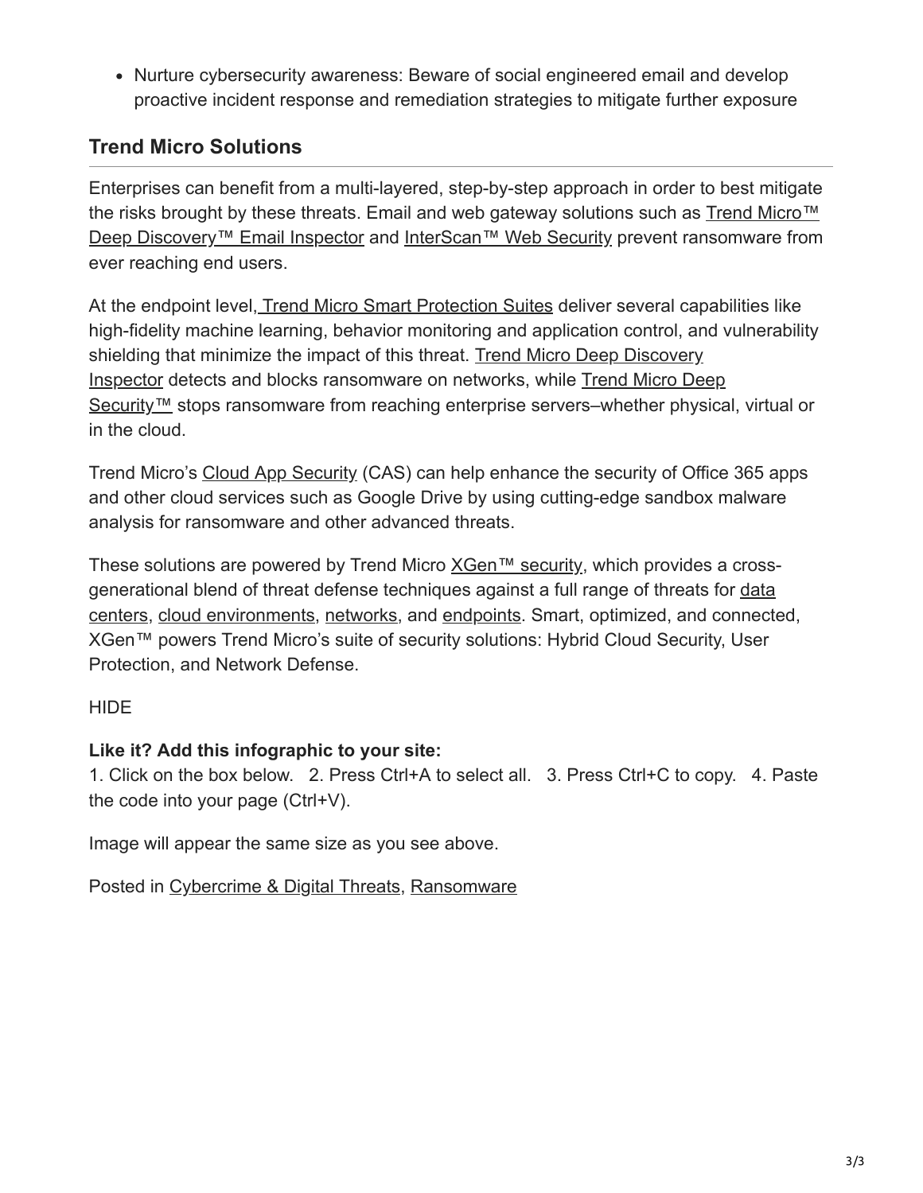- Nurture cybersecurity awareness: Beware of social engineered email and develop proactive incident response and remediation strategies to mitigate further exposure

## Trend Micro Solutions

Enterprises can benefit from a multi-layered, step-by-step approach in order to best mitigate the risks brought by these threats. Email and web gateway solutions such as Trend Micro™ Deep Discovery™ Email Inspector and InterScan™ Web Security prevent ransomware from ever reaching end users.

At the endpoint level, Trend Micro Smart Protection Suites deliver several capabilities like high-fidelity machine learning, behavior monitoring and application control, and vulnerability shielding that minimize the impact of this threat. Trend Micro Deep Discovery Inspector detects and blocks ransomware on networks, while Trend Micro Deep Security™ stops ransomware from reaching enterprise servers–whether physical, virtual or in the cloud.

Trend Micro's Cloud App Security (CAS) can help enhance the security of Office 365 apps and other cloud services such as Google Drive by using cutting-edge sandbox malware analysis for ransomware and other advanced threats.

These solutions are powered by Trend Micro XGen™ security, which provides a cross-generational blend of threat defense techniques against a full range of threats for data centers, cloud environments, networks, and endpoints. Smart, optimized, and connected, XGen™ powers Trend Micro's suite of security solutions: Hybrid Cloud Security, User Protection, and Network Defense.

HIDE

**Like it? Add this infographic to your site:**
1. Click on the box below. 2. Press Ctrl+A to select all. 3. Press Ctrl+C to copy. 4. Paste the code into your page (Ctrl+V).

Image will appear the same size as you see above.

Posted in Cybercrime & Digital Threats, Ransomware